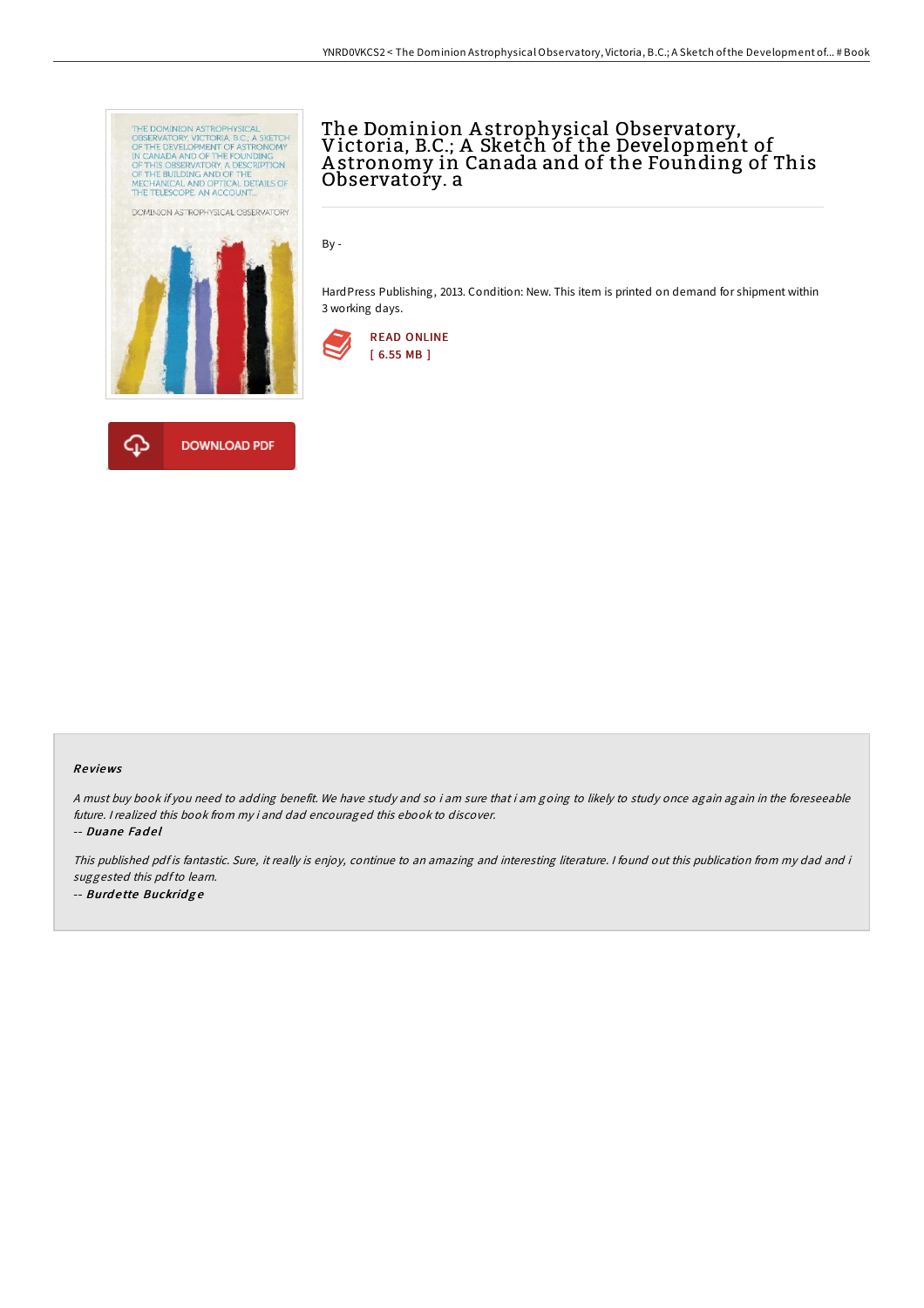# The Dominion Astrophysical Observatory, Victoria, B.C.; A Sketch of the Development of Astronomy in Canada and of the Founding of This Observatory. a

By -

HardPress Publishing, 2013. Condition: New. This item is printed on demand for shipment within 3 working days.

READ ONLINE
[ 6.55 MB ]

DOWNLOAD PDF

## Reviews

*A must buy book if you need to adding benefit. We have study and so i am sure that i am going to likely to study once again again in the foreseeable future. I realized this book from my i and dad encouraged this ebook to discover.*

-- ***Duane Fadel***

*This published pdf is fantastic. Sure, it really is enjoy, continue to an amazing and interesting literature. I found out this publication from my dad and i suggested this pdf to learn.*

-- ***Burdette Buckridge***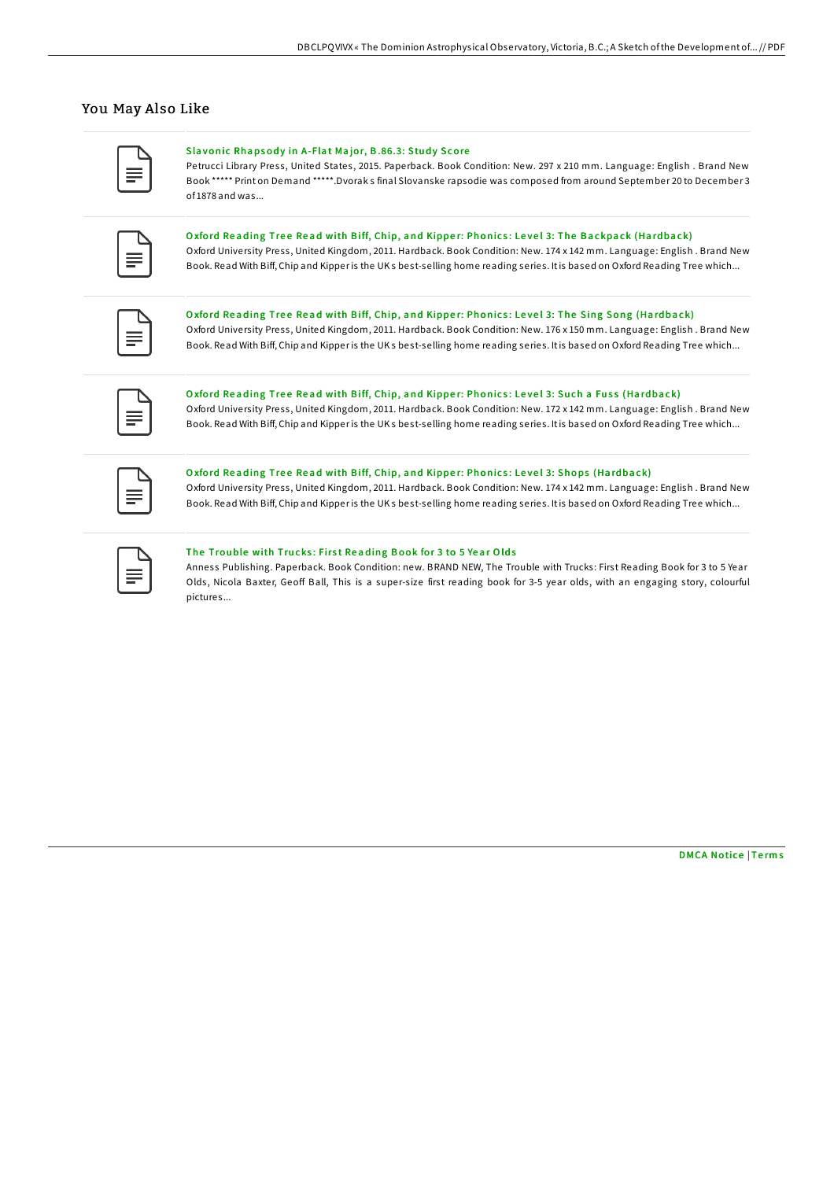## You May Also Like

**Slavonic Rhapsody in A-Flat Major, B.86.3: Study Score**

Petrucci Library Press, United States, 2015. Paperback. Book Condition: New. 297 x 210 mm. Language: English . Brand New Book ***** Print on Demand *****.Dvorak s final Slovanske rapsodie was composed from around September 20 to December 3 of 1878 and was...

**Oxford Reading Tree Read with Biff, Chip, and Kipper: Phonics: Level 3: The Backpack (Hardback)**

Oxford University Press, United Kingdom, 2011. Hardback. Book Condition: New. 174 x 142 mm. Language: English . Brand New Book. Read With Biff, Chip and Kipper is the UK s best-selling home reading series. It is based on Oxford Reading Tree which...

**Oxford Reading Tree Read with Biff, Chip, and Kipper: Phonics: Level 3: The Sing Song (Hardback)**

Oxford University Press, United Kingdom, 2011. Hardback. Book Condition: New. 176 x 150 mm. Language: English . Brand New Book. Read With Biff, Chip and Kipper is the UK s best-selling home reading series. It is based on Oxford Reading Tree which...

**Oxford Reading Tree Read with Biff, Chip, and Kipper: Phonics: Level 3: Such a Fuss (Hardback)**

Oxford University Press, United Kingdom, 2011. Hardback. Book Condition: New. 172 x 142 mm. Language: English . Brand New Book. Read With Biff, Chip and Kipper is the UK s best-selling home reading series. It is based on Oxford Reading Tree which...

**Oxford Reading Tree Read with Biff, Chip, and Kipper: Phonics: Level 3: Shops (Hardback)**

Oxford University Press, United Kingdom, 2011. Hardback. Book Condition: New. 174 x 142 mm. Language: English . Brand New Book. Read With Biff, Chip and Kipper is the UK s best-selling home reading series. It is based on Oxford Reading Tree which...

**The Trouble with Trucks: First Reading Book for 3 to 5 Year Olds**

Anness Publishing. Paperback. Book Condition: new. BRAND NEW, The Trouble with Trucks: First Reading Book for 3 to 5 Year Olds, Nicola Baxter, Geoff Ball, This is a super-size first reading book for 3-5 year olds, with an engaging story, colourful pictures...

DMCA Notice | Terms